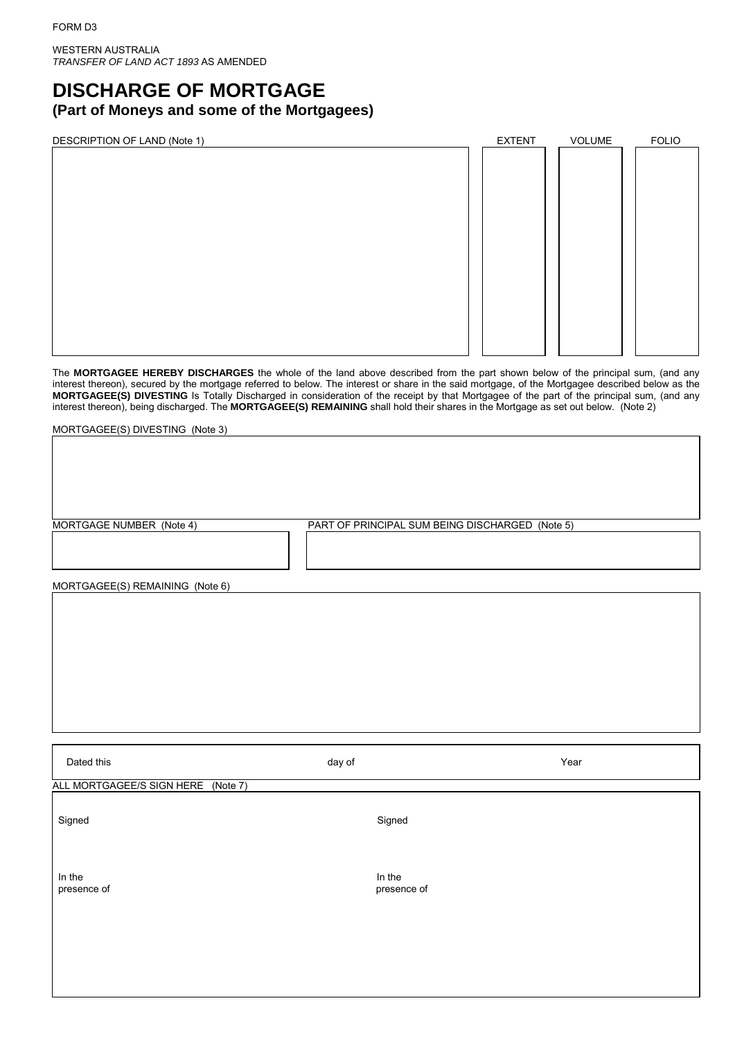FORM D3

WESTERN AUSTRALIA
*TRANSFER OF LAND ACT 1893* AS AMENDED

# DISCHARGE OF MORTGAGE
## (Part of Moneys and some of the Mortgagees)

| DESCRIPTION OF LAND (Note 1) | EXTENT | VOLUME | FOLIO |
|---|---|---|---|
| | | | |

The **MORTGAGEE HEREBY DISCHARGES** the whole of the land above described from the part shown below of the principal sum, (and any interest thereon), secured by the mortgage referred to below. The interest or share in the said mortgage, of the Mortgagee described below as the **MORTGAGEE(S) DIVESTING** Is Totally Discharged in consideration of the receipt by that Mortgagee of the part of the principal sum, (and any interest thereon), being discharged. The **MORTGAGEE(S) REMAINING** shall hold their shares in the Mortgage as set out below. (Note 2)

MORTGAGEE(S) DIVESTING (Note 3)

| MORTGAGE NUMBER (Note 4) | PART OF PRINCIPAL SUM BEING DISCHARGED (Note 5) |
|---|---|
| | |

MORTGAGEE(S) REMAINING (Note 6)

Dated this day of Year

ALL MORTGAGEE/S SIGN HERE (Note 7)

| Signed | Signed |
|---|---|
| In the presence of | In the presence of |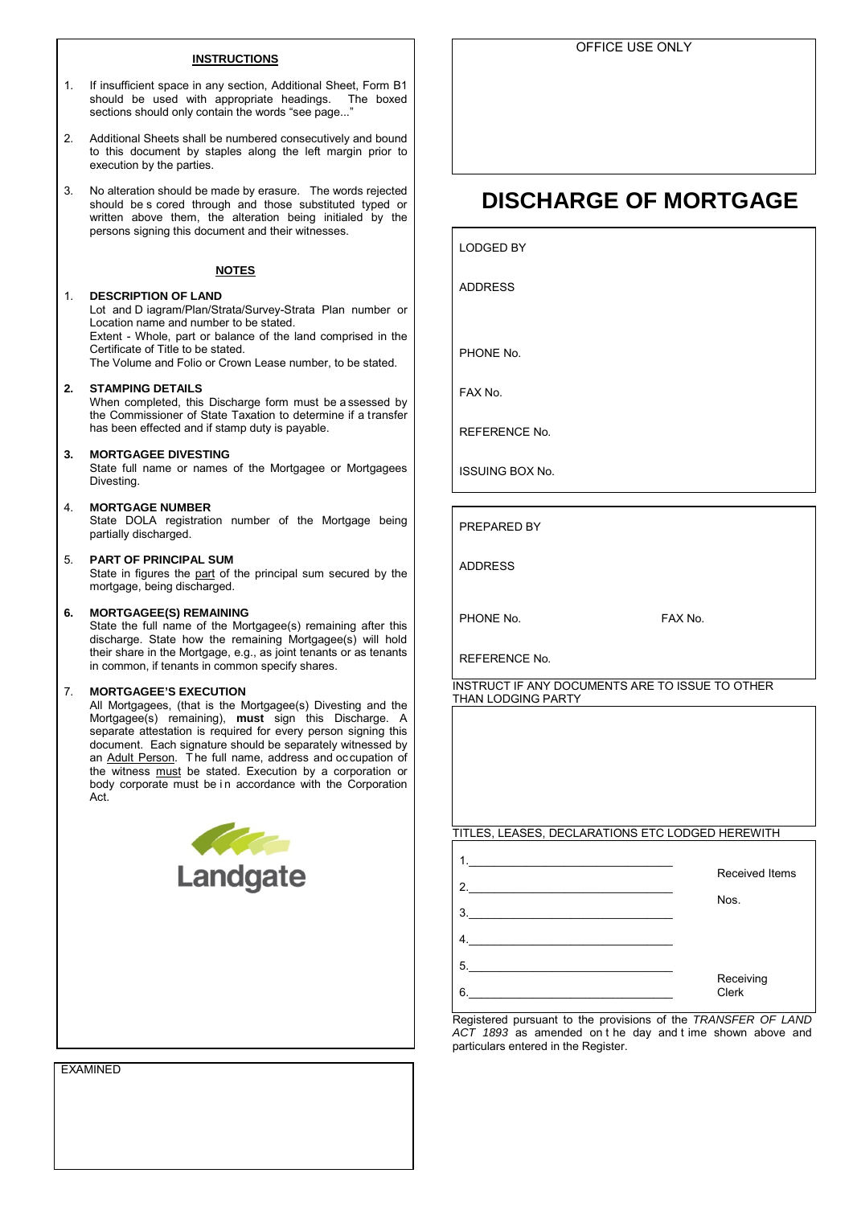## INSTRUCTIONS

1. If insufficient space in any section, Additional Sheet, Form B1 should be used with appropriate headings. The boxed sections should only contain the words "see page..."
2. Additional Sheets shall be numbered consecutively and bound to this document by staples along the left margin prior to execution by the parties.
3. No alteration should be made by erasure. The words rejected should be scored through and those substituted typed or written above them, the alteration being initialed by the persons signing this document and their witnesses.

## NOTES

1. **DESCRIPTION OF LAND**
   Lot and Diagram/Plan/Strata/Survey-Strata Plan number or Location name and number to be stated.
   Extent - Whole, part or balance of the land comprised in the Certificate of Title to be stated.
   The Volume and Folio or Crown Lease number, to be stated.
2. **STAMPING DETAILS**
   When completed, this Discharge form must be assessed by the Commissioner of State Taxation to determine if a transfer has been effected and if stamp duty is payable.
3. **MORTGAGEE DIVESTING**
   State full name or names of the Mortgagee or Mortgagees Divesting.
4. **MORTGAGE NUMBER**
   State DOLA registration number of the Mortgage being partially discharged.
5. **PART OF PRINCIPAL SUM**
   State in figures the part of the principal sum secured by the mortgage, being discharged.
6. **MORTGAGEE(S) REMAINING**
   State the full name of the Mortgagee(s) remaining after this discharge. State how the remaining Mortgagee(s) will hold their share in the Mortgage, e.g., as joint tenants or as tenants in common, if tenants in common specify shares.
7. **MORTGAGEE'S EXECUTION**
   All Mortgagees, (that is the Mortgagee(s) Divesting and the Mortgagee(s) remaining), **must** sign this Discharge. A separate attestation is required for every person signing this document. Each signature should be separately witnessed by an Adult Person. The full name, address and occupation of the witness must be stated. Execution by a corporation or body corporate must be in accordance with the Corporation Act.

Landgate

EXAMINED

OFFICE USE ONLY

# DISCHARGE OF MORTGAGE

LODGED BY

ADDRESS

PHONE No.

FAX No.

REFERENCE No.

ISSUING BOX No.

PREPARED BY

ADDRESS

PHONE No. FAX No.

REFERENCE No.

INSTRUCT IF ANY DOCUMENTS ARE TO ISSUE TO OTHER THAN LODGING PARTY

TITLES, LEASES, DECLARATIONS ETC LODGED HEREWITH

1. ______________________________
2. ______________________________
3. ______________________________
4. ______________________________
5. ______________________________
6. ______________________________

Received Items

Nos.

Receiving Clerk

Registered pursuant to the provisions of the *TRANSFER OF LAND ACT 1893* as amended on the day and time shown above and particulars entered in the Register.